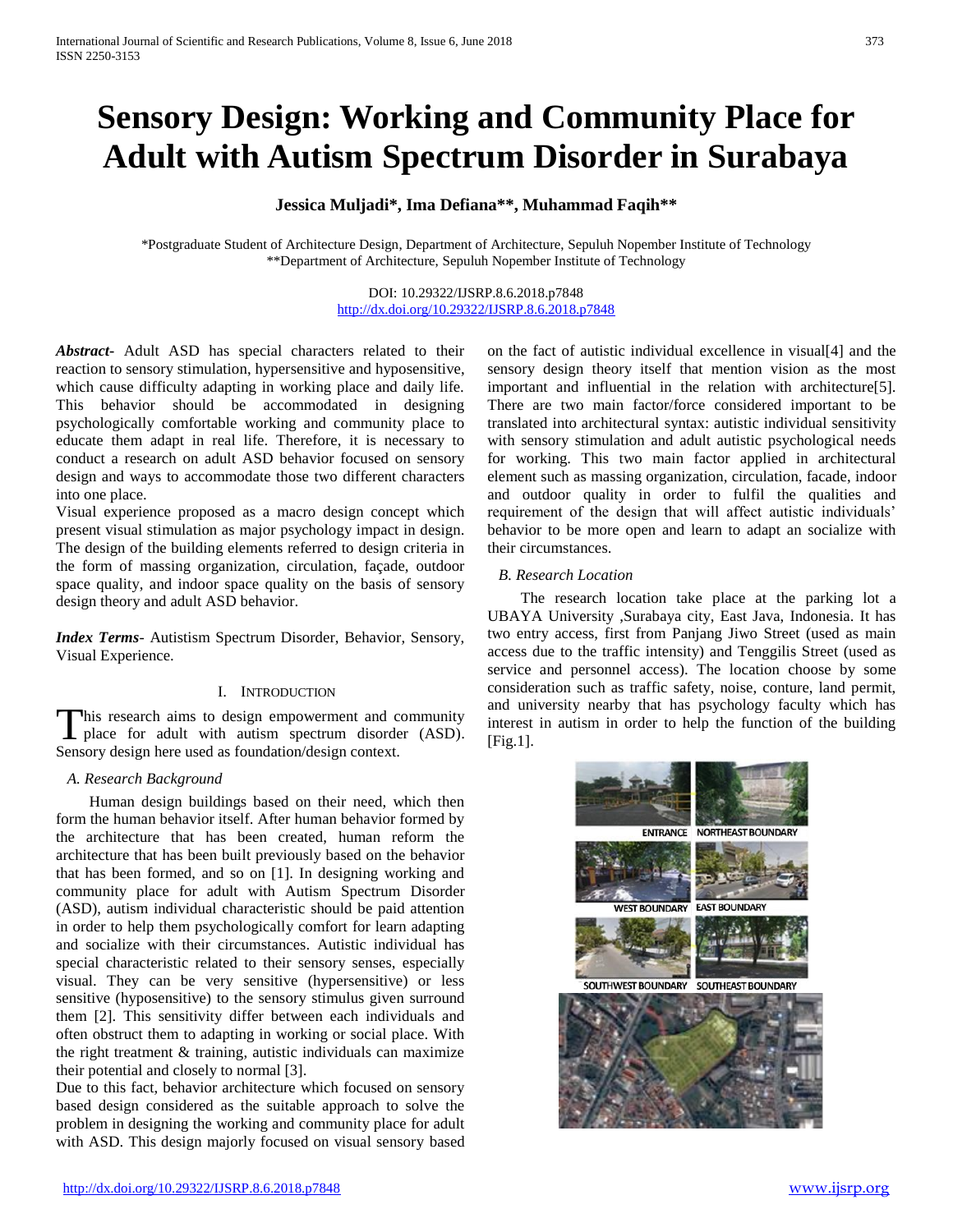# Sensory Design: Working and Community Place for Adult with Autism Spectrum Disorder in Surabaya

**Jessica Muljadi*, Ima Defiana**, Muhammad Faqih****

*Postgraduate Student of Architecture Design, Department of Architecture, Sepuluh Nopember Institute of Technology
**Department of Architecture, Sepuluh Nopember Institute of Technology

DOI: 10.29322/IJSRP.8.6.2018.p7848
http://dx.doi.org/10.29322/IJSRP.8.6.2018.p7848

***Abstract-*** Adult ASD has special characters related to their reaction to sensory stimulation, hypersensitive and hyposensitive, which cause difficulty adapting in working place and daily life. This behavior should be accommodated in designing psychologically comfortable working and community place to educate them adapt in real life. Therefore, it is necessary to conduct a research on adult ASD behavior focused on sensory design and ways to accommodate those two different characters into one place.

Visual experience proposed as a macro design concept which present visual stimulation as major psychology impact in design. The design of the building elements referred to design criteria in the form of massing organization, circulation, façade, outdoor space quality, and indoor space quality on the basis of sensory design theory and adult ASD behavior.

***Index Terms*-** Autistism Spectrum Disorder, Behavior, Sensory, Visual Experience.

## I. Introduction

This research aims to design empowerment and community place for adult with autism spectrum disorder (ASD). Sensory design here used as foundation/design context.

### *A. Research Background*

Human design buildings based on their need, which then form the human behavior itself. After human behavior formed by the architecture that has been created, human reform the architecture that has been built previously based on the behavior that has been formed, and so on [1]. In designing working and community place for adult with Autism Spectrum Disorder (ASD), autism individual characteristic should be paid attention in order to help them psychologically comfort for learn adapting and socialize with their circumstances. Autistic individual has special characteristic related to their sensory senses, especially visual. They can be very sensitive (hypersensitive) or less sensitive (hyposensitive) to the sensory stimulus given surround them [2]. This sensitivity differ between each individuals and often obstruct them to adapting in working or social place. With the right treatment & training, autistic individuals can maximize their potential and closely to normal [3].

Due to this fact, behavior architecture which focused on sensory based design considered as the suitable approach to solve the problem in designing the working and community place for adult with ASD. This design majorly focused on visual sensory based on the fact of autistic individual excellence in visual[4] and the sensory design theory itself that mention vision as the most important and influential in the relation with architecture[5]. There are two main factor/force considered important to be translated into architectural syntax: autistic individual sensitivity with sensory stimulation and adult autistic psychological needs for working. This two main factor applied in architectural element such as massing organization, circulation, facade, indoor and outdoor quality in order to fulfil the qualities and requirement of the design that will affect autistic individuals' behavior to be more open and learn to adapt an socialize with their circumstances.

### *B. Research Location*

The research location take place at the parking lot a UBAYA University ,Surabaya city, East Java, Indonesia. It has two entry access, first from Panjang Jiwo Street (used as main access due to the traffic intensity) and Tenggilis Street (used as service and personnel access). The location choose by some consideration such as traffic safety, noise, conture, land permit, and university nearby that has psychology faculty which has interest in autism in order to help the function of the building [Fig.1].

ENTRANCE
NORTHEAST BOUNDARY
WEST BOUNDARY
EAST BOUNDARY
SOUTHWEST BOUNDARY
SOUTHEAST BOUNDARY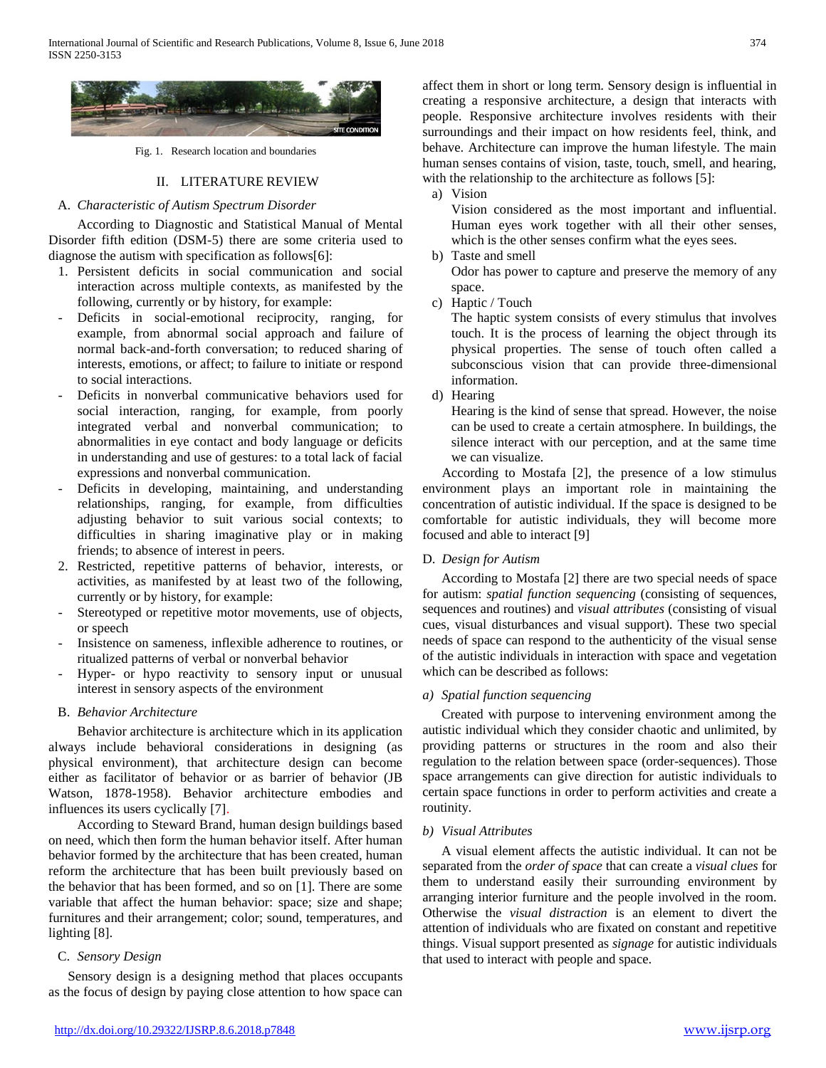Fig. 1. Research location and boundaries

## II. LITERATURE REVIEW

### A. *Characteristic of Autism Spectrum Disorder*

According to Diagnostic and Statistical Manual of Mental Disorder fifth edition (DSM-5) there are some criteria used to diagnose the autism with specification as follows[6]:

1. Persistent deficits in social communication and social interaction across multiple contexts, as manifested by the following, currently or by history, for example:
   - Deficits in social-emotional reciprocity, ranging, for example, from abnormal social approach and failure of normal back-and-forth conversation; to reduced sharing of interests, emotions, or affect; to failure to initiate or respond to social interactions.
   - Deficits in nonverbal communicative behaviors used for social interaction, ranging, for example, from poorly integrated verbal and nonverbal communication; to abnormalities in eye contact and body language or deficits in understanding and use of gestures: to a total lack of facial expressions and nonverbal communication.
   - Deficits in developing, maintaining, and understanding relationships, ranging, for example, from difficulties adjusting behavior to suit various social contexts; to difficulties in sharing imaginative play or in making friends; to absence of interest in peers.
2. Restricted, repetitive patterns of behavior, interests, or activities, as manifested by at least two of the following, currently or by history, for example:
   - Stereotyped or repetitive motor movements, use of objects, or speech
   - Insistence on sameness, inflexible adherence to routines, or ritualized patterns of verbal or nonverbal behavior
   - Hyper- or hypo reactivity to sensory input or unusual interest in sensory aspects of the environment

### B. *Behavior Architecture*

Behavior architecture is architecture which in its application always include behavioral considerations in designing (as physical environment), that architecture design can become either as facilitator of behavior or as barrier of behavior (JB Watson, 1878-1958). Behavior architecture embodies and influences its users cyclically [7].

According to Steward Brand, human design buildings based on need, which then form the human behavior itself. After human behavior formed by the architecture that has been created, human reform the architecture that has been built previously based on the behavior that has been formed, and so on [1]. There are some variable that affect the human behavior: space; size and shape; furnitures and their arrangement; color; sound, temperatures, and lighting [8].

### C. *Sensory Design*

Sensory design is a designing method that places occupants as the focus of design by paying close attention to how space can affect them in short or long term. Sensory design is influential in creating a responsive architecture, a design that interacts with people. Responsive architecture involves residents with their surroundings and their impact on how residents feel, think, and behave. Architecture can improve the human lifestyle. The main human senses contains of vision, taste, touch, smell, and hearing, with the relationship to the architecture as follows [5]:

a) Vision
   Vision considered as the most important and influential. Human eyes work together with all their other senses, which is the other senses confirm what the eyes sees.

b) Taste and smell
   Odor has power to capture and preserve the memory of any space.

c) Haptic / Touch
   The haptic system consists of every stimulus that involves touch. It is the process of learning the object through its physical properties. The sense of touch often called a subconscious vision that can provide three-dimensional information.

d) Hearing
   Hearing is the kind of sense that spread. However, the noise can be used to create a certain atmosphere. In buildings, the silence interact with our perception, and at the same time we can visualize.

According to Mostafa [2], the presence of a low stimulus environment plays an important role in maintaining the concentration of autistic individual. If the space is designed to be comfortable for autistic individuals, they will become more focused and able to interact [9]

### D. *Design for Autism*

According to Mostafa [2] there are two special needs of space for autism: *spatial function sequencing* (consisting of sequences, sequences and routines) and *visual attributes* (consisting of visual cues, visual disturbances and visual support). These two special needs of space can respond to the authenticity of the visual sense of the autistic individuals in interaction with space and vegetation which can be described as follows:

#### *a) Spatial function sequencing*

Created with purpose to intervening environment among the autistic individual which they consider chaotic and unlimited, by providing patterns or structures in the room and also their regulation to the relation between space (order-sequences). Those space arrangements can give direction for autistic individuals to certain space functions in order to perform activities and create a routinity.

#### *b) Visual Attributes*

A visual element affects the autistic individual. It can not be separated from the *order of space* that can create a *visual clues* for them to understand easily their surrounding environment by arranging interior furniture and the people involved in the room. Otherwise the *visual distraction* is an element to divert the attention of individuals who are fixated on constant and repetitive things. Visual support presented as *signage* for autistic individuals that used to interact with people and space.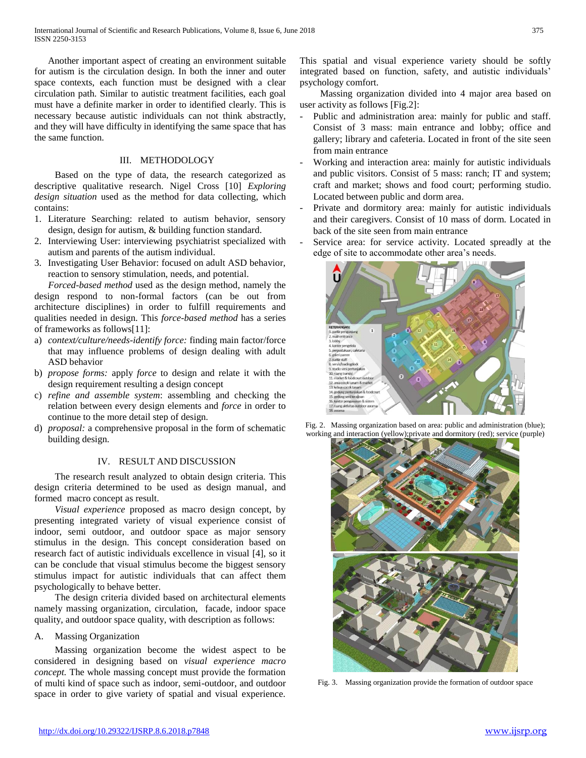Another important aspect of creating an environment suitable for autism is the circulation design. In both the inner and outer space contexts, each function must be designed with a clear circulation path. Similar to autistic treatment facilities, each goal must have a definite marker in order to identified clearly. This is necessary because autistic individuals can not think abstractly, and they will have difficulty in identifying the same space that has the same function.

## III. METHODOLOGY

Based on the type of data, the research categorized as descriptive qualitative research. Nigel Cross [10] *Exploring design situation* used as the method for data collecting, which contains:

1. Literature Searching: related to autism behavior, sensory design, design for autism, & building function standard.
2. Interviewing User: interviewing psychiatrist specialized with autism and parents of the autism individual.
3. Investigating User Behavior: focused on adult ASD behavior, reaction to sensory stimulation, needs, and potential.

*Forced-based method* used as the design method, namely the design respond to non-formal factors (can be out from architecture disciplines) in order to fulfill requirements and qualities needed in design. This *force-based method* has a series of frameworks as follows[11]:

a) *context/culture/needs-identify force:* finding main factor/force that may influence problems of design dealing with adult ASD behavior
b) *propose forms:* apply *force* to design and relate it with the design requirement resulting a design concept
c) *refine and assemble system*: assembling and checking the relation between every design elements and *force* in order to continue to the more detail step of design.
d) *proposal:* a comprehensive proposal in the form of schematic building design.

## IV. RESULT AND DISCUSSION

The research result analyzed to obtain design criteria. This design criteria determined to be used as design manual, and formed macro concept as result.

*Visual experience* proposed as macro design concept, by presenting integrated variety of visual experience consist of indoor, semi outdoor, and outdoor space as major sensory stimulus in the design. This concept consideration based on research fact of autistic individuals excellence in visual [4], so it can be conclude that visual stimulus become the biggest sensory stimulus impact for autistic individuals that can affect them psychologically to behave better.

The design criteria divided based on architectural elements namely massing organization, circulation, facade, indoor space quality, and outdoor space quality, with description as follows:

### A. Massing Organization

Massing organization become the widest aspect to be considered in designing based on *visual experience macro concept.* The whole massing concept must provide the formation of multi kind of space such as indoor, semi-outdoor, and outdoor space in order to give variety of spatial and visual experience. This spatial and visual experience variety should be softly integrated based on function, safety, and autistic individuals' psychology comfort.

Massing organization divided into 4 major area based on user activity as follows [Fig.2]:

- Public and administration area: mainly for public and staff. Consist of 3 mass: main entrance and lobby; office and gallery; library and cafeteria. Located in front of the site seen from main entrance
- Working and interaction area: mainly for autistic individuals and public visitors. Consist of 5 mass: ranch; IT and system; craft and market; shows and food court; performing studio. Located between public and dorm area.
- Private and dormitory area: mainly for autistic individuals and their caregivers. Consist of 10 mass of dorm. Located in back of the site seen from main entrance
- Service area: for service activity. Located spreadly at the edge of site to accommodate other area's needs.

KETERANGAN:
1. parkir pengunjung
2. main entrance
3. lobby
4. kantor pengelola
5. perpustakaan, cafetaria
6. galeri pamer
7. parkir staff
8. servis/loadingdock
9. studio seni pertunjukan
10. ruang transisi
11. market & foodcourt outdoor
12. area cocok tanam & market
13. kebun cocok tanam
14. gedung pertunjukan & foodcourt
15. gedung seni kerajinan
16. kantor pengawasan & sistem
17. ruang aktivitas outdoor asrama
18. asrama

Fig. 2. Massing organization based on area: public and administration (blue); working and interaction (yellow);private and dormitory (red); service (purple)

Fig. 3. Massing organization provide the formation of outdoor space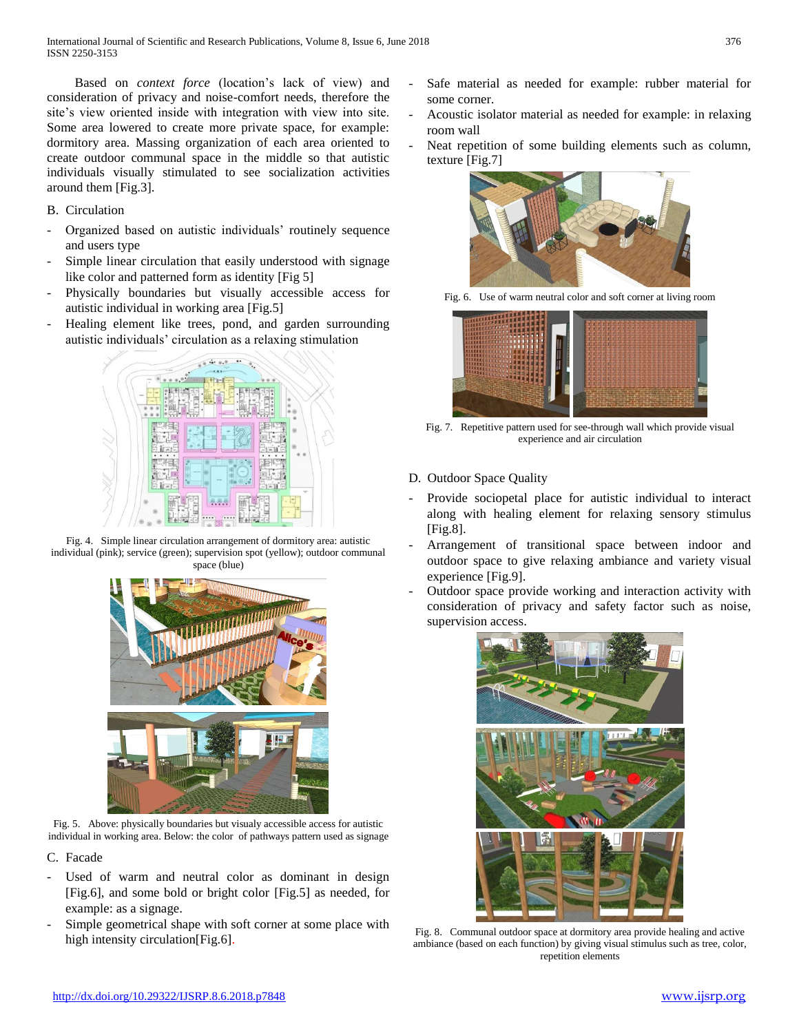Based on *context force* (location's lack of view) and consideration of privacy and noise-comfort needs, therefore the site's view oriented inside with integration with view into site. Some area lowered to create more private space, for example: dormitory area. Massing organization of each area oriented to create outdoor communal space in the middle so that autistic individuals visually stimulated to see socialization activities around them [Fig.3].

B. Circulation

- Organized based on autistic individuals' routinely sequence and users type
- Simple linear circulation that easily understood with signage like color and patterned form as identity [Fig 5]
- Physically boundaries but visually accessible access for autistic individual in working area [Fig.5]
- Healing element like trees, pond, and garden surrounding autistic individuals' circulation as a relaxing stimulation

Fig. 4. Simple linear circulation arrangement of dormitory area: autistic individual (pink); service (green); supervision spot (yellow); outdoor communal space (blue)

Fig. 5. Above: physically boundaries but visualy accessible access for autistic individual in working area. Below: the color of pathways pattern used as signage

C. Facade

- Used of warm and neutral color as dominant in design [Fig.6], and some bold or bright color [Fig.5] as needed, for example: as a signage.
- Simple geometrical shape with soft corner at some place with high intensity circulation[Fig.6].
- Safe material as needed for example: rubber material for some corner.
- Acoustic isolator material as needed for example: in relaxing room wall
- Neat repetition of some building elements such as column, texture [Fig.7]

Fig. 6. Use of warm neutral color and soft corner at living room

Fig. 7. Repetitive pattern used for see-through wall which provide visual experience and air circulation

D. Outdoor Space Quality

- Provide sociopetal place for autistic individual to interact along with healing element for relaxing sensory stimulus [Fig.8].
- Arrangement of transitional space between indoor and outdoor space to give relaxing ambiance and variety visual experience [Fig.9].
- Outdoor space provide working and interaction activity with consideration of privacy and safety factor such as noise, supervision access.

Fig. 8. Communal outdoor space at dormitory area provide healing and active ambiance (based on each function) by giving visual stimulus such as tree, color, repetition elements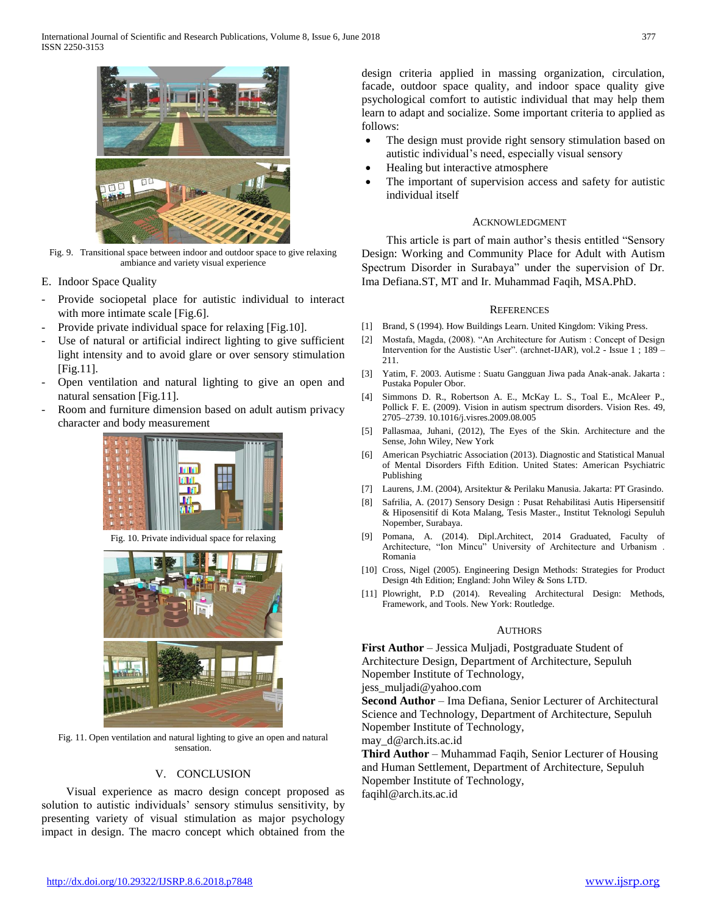Fig. 9. Transitional space between indoor and outdoor space to give relaxing ambiance and variety visual experience

E. Indoor Space Quality

- Provide sociopetal place for autistic individual to interact with more intimate scale [Fig.6].
- Provide private individual space for relaxing [Fig.10].
- Use of natural or artificial indirect lighting to give sufficient light intensity and to avoid glare or over sensory stimulation [Fig.11].
- Open ventilation and natural lighting to give an open and natural sensation [Fig.11].
- Room and furniture dimension based on adult autism privacy character and body measurement

Fig. 10. Private individual space for relaxing

Fig. 11. Open ventilation and natural lighting to give an open and natural sensation.

## V. CONCLUSION

Visual experience as macro design concept proposed as solution to autistic individuals' sensory stimulus sensitivity, by presenting variety of visual stimulation as major psychology impact in design. The macro concept which obtained from the design criteria applied in massing organization, circulation, facade, outdoor space quality, and indoor space quality give psychological comfort to autistic individual that may help them learn to adapt and socialize. Some important criteria to applied as follows:

- The design must provide right sensory stimulation based on autistic individual's need, especially visual sensory
- Healing but interactive atmosphere
- The important of supervision access and safety for autistic individual itself

## ACKNOWLEDGMENT

This article is part of main author's thesis entitled "Sensory Design: Working and Community Place for Adult with Autism Spectrum Disorder in Surabaya" under the supervision of Dr. Ima Defiana.ST, MT and Ir. Muhammad Faqih, MSA.PhD.

## REFERENCES

[1] Brand, S (1994). How Buildings Learn. United Kingdom: Viking Press.

[2] Mostafa, Magda, (2008). "An Architecture for Autism : Concept of Design Intervention for the Austistic User". (archnet-IJAR), vol.2 - Issue 1 ; 189 – 211.

[3] Yatim, F. 2003. Autisme : Suatu Gangguan Jiwa pada Anak-anak. Jakarta : Pustaka Populer Obor.

[4] Simmons D. R., Robertson A. E., McKay L. S., Toal E., McAleer P., Pollick F. E. (2009). Vision in autism spectrum disorders. Vision Res. 49, 2705–2739. 10.1016/j.visres.2009.08.005

[5] Pallasmaa, Juhani, (2012), The Eyes of the Skin. Architecture and the Sense, John Wiley, New York

[6] American Psychiatric Association (2013). Diagnostic and Statistical Manual of Mental Disorders Fifth Edition. United States: American Psychiatric Publishing

[7] Laurens, J.M. (2004), Arsitektur & Perilaku Manusia. Jakarta: PT Grasindo.

[8] Safrilia, A. (2017) Sensory Design : Pusat Rehabilitasi Autis Hipersensitif & Hiposensitif di Kota Malang, Tesis Master., Institut Teknologi Sepuluh Nopember, Surabaya.

[9] Pomana, A. (2014). Dipl.Architect, 2014 Graduated, Faculty of Architecture, "Ion Mincu" University of Architecture and Urbanism . Romania

[10] Cross, Nigel (2005). Engineering Design Methods: Strategies for Product Design 4th Edition; England: John Wiley & Sons LTD.

[11] Plowright, P.D (2014). Revealing Architectural Design: Methods, Framework, and Tools. New York: Routledge.

## AUTHORS

**First Author** – Jessica Muljadi, Postgraduate Student of Architecture Design, Department of Architecture, Sepuluh Nopember Institute of Technology, jess_muljadi@yahoo.com

**Second Author** – Ima Defiana, Senior Lecturer of Architectural Science and Technology, Department of Architecture, Sepuluh Nopember Institute of Technology, may_d@arch.its.ac.id

**Third Author** – Muhammad Faqih, Senior Lecturer of Housing and Human Settlement, Department of Architecture, Sepuluh Nopember Institute of Technology, faqihl@arch.its.ac.id